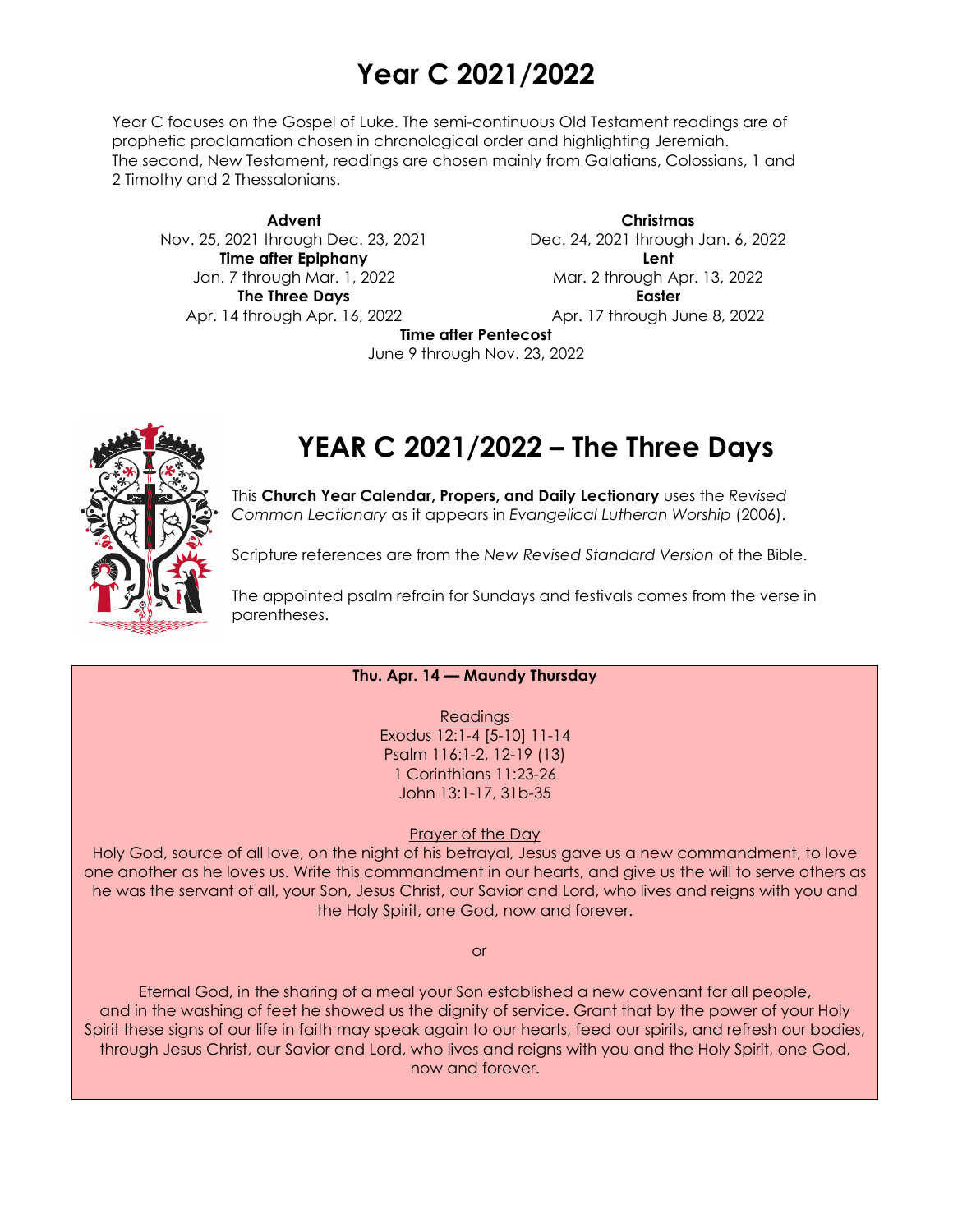# Year C 2021/2022

Year C focuses on the Gospel of Luke. The semi-continuous Old Testament readings are of prophetic proclamation chosen in chronological order and highlighting Jeremiah. The second, New Testament, readings are chosen mainly from Galatians, Colossians, 1 and 2 Timothy and 2 Thessalonians.

**Advent**
Nov. 25, 2021 through Dec. 23, 2021

**Christmas**
Dec. 24, 2021 through Jan. 6, 2022

**Time after Epiphany**
Jan. 7 through Mar. 1, 2022

**Lent**
Mar. 2 through Apr. 13, 2022

**The Three Days**
Apr. 14 through Apr. 16, 2022

**Easter**
Apr. 17 through June 8, 2022

**Time after Pentecost**
June 9 through Nov. 23, 2022

# YEAR C 2021/2022 – The Three Days

This **Church Year Calendar, Propers, and Daily Lectionary** uses the *Revised Common Lectionary* as it appears in *Evangelical Lutheran Worship* (2006).

Scripture references are from the *New Revised Standard Version* of the Bible.

The appointed psalm refrain for Sundays and festivals comes from the verse in parentheses.

**Thu. Apr. 14 — Maundy Thursday**

Readings
Exodus 12:1-4 [5-10] 11-14
Psalm 116:1-2, 12-19 (13)
1 Corinthians 11:23-26
John 13:1-17, 31b-35

Prayer of the Day
Holy God, source of all love, on the night of his betrayal, Jesus gave us a new commandment, to love one another as he loves us. Write this commandment in our hearts, and give us the will to serve others as he was the servant of all, your Son, Jesus Christ, our Savior and Lord, who lives and reigns with you and the Holy Spirit, one God, now and forever.

or

Eternal God, in the sharing of a meal your Son established a new covenant for all people, and in the washing of feet he showed us the dignity of service. Grant that by the power of your Holy Spirit these signs of our life in faith may speak again to our hearts, feed our spirits, and refresh our bodies, through Jesus Christ, our Savior and Lord, who lives and reigns with you and the Holy Spirit, one God, now and forever.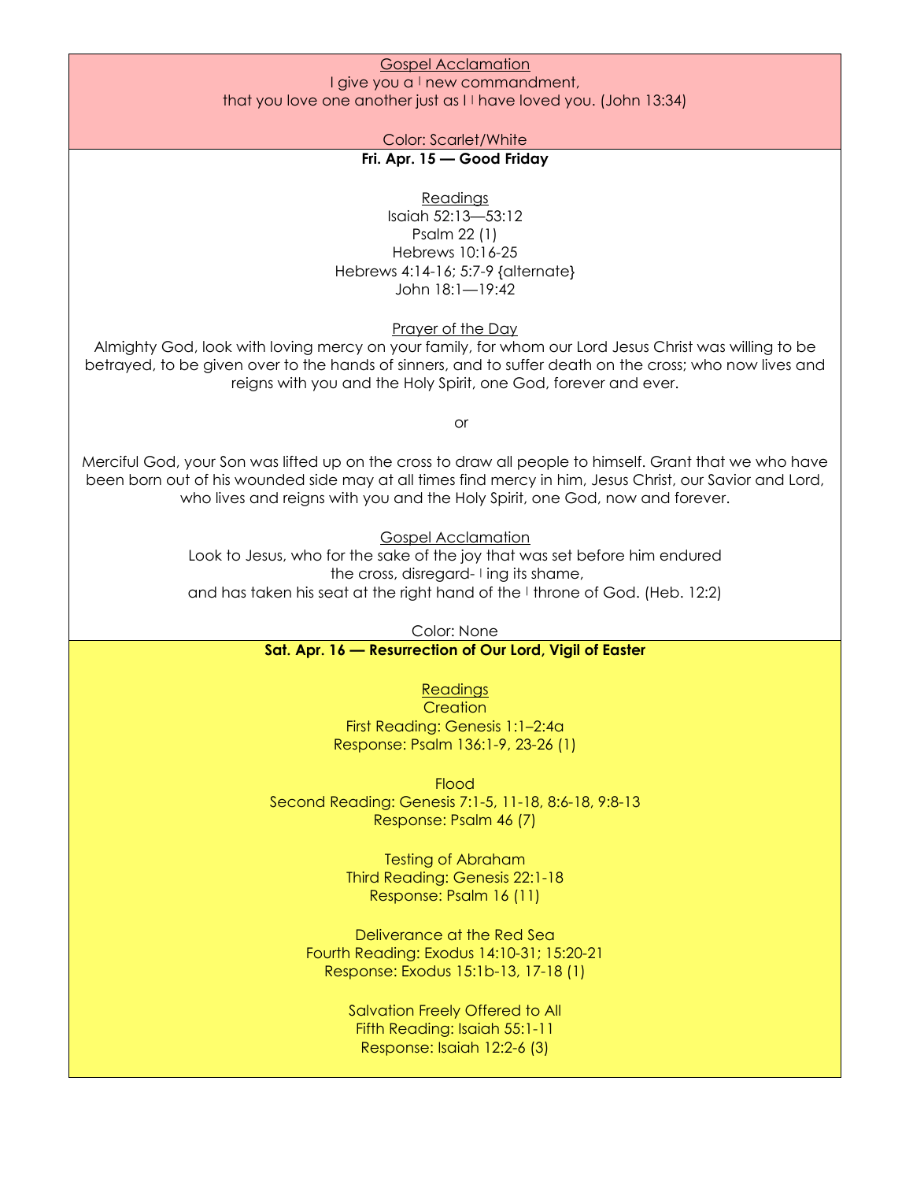Gospel Acclamation

I give you a | new commandment,
that you love one another just as I | have loved you. (John 13:34)

Color: Scarlet/White

**Fri. Apr. 15 — Good Friday**

Readings

Isaiah 52:13—53:12
Psalm 22 (1)
Hebrews 10:16-25
Hebrews 4:14-16; 5:7-9 {alternate}
John 18:1—19:42

Prayer of the Day

Almighty God, look with loving mercy on your family, for whom our Lord Jesus Christ was willing to be betrayed, to be given over to the hands of sinners, and to suffer death on the cross; who now lives and reigns with you and the Holy Spirit, one God, forever and ever.

or

Merciful God, your Son was lifted up on the cross to draw all people to himself. Grant that we who have been born out of his wounded side may at all times find mercy in him, Jesus Christ, our Savior and Lord, who lives and reigns with you and the Holy Spirit, one God, now and forever.

Gospel Acclamation

Look to Jesus, who for the sake of the joy that was set before him endured
the cross, disregard- | ing its shame,
and has taken his seat at the right hand of the | throne of God. (Heb. 12:2)

Color: None

**Sat. Apr. 16 — Resurrection of Our Lord, Vigil of Easter**

Readings

Creation
First Reading: Genesis 1:1–2:4a
Response: Psalm 136:1-9, 23-26 (1)

Flood
Second Reading: Genesis 7:1-5, 11-18, 8:6-18, 9:8-13
Response: Psalm 46 (7)

Testing of Abraham
Third Reading: Genesis 22:1-18
Response: Psalm 16 (11)

Deliverance at the Red Sea
Fourth Reading: Exodus 14:10-31; 15:20-21
Response: Exodus 15:1b-13, 17-18 (1)

Salvation Freely Offered to All
Fifth Reading: Isaiah 55:1-11
Response: Isaiah 12:2-6 (3)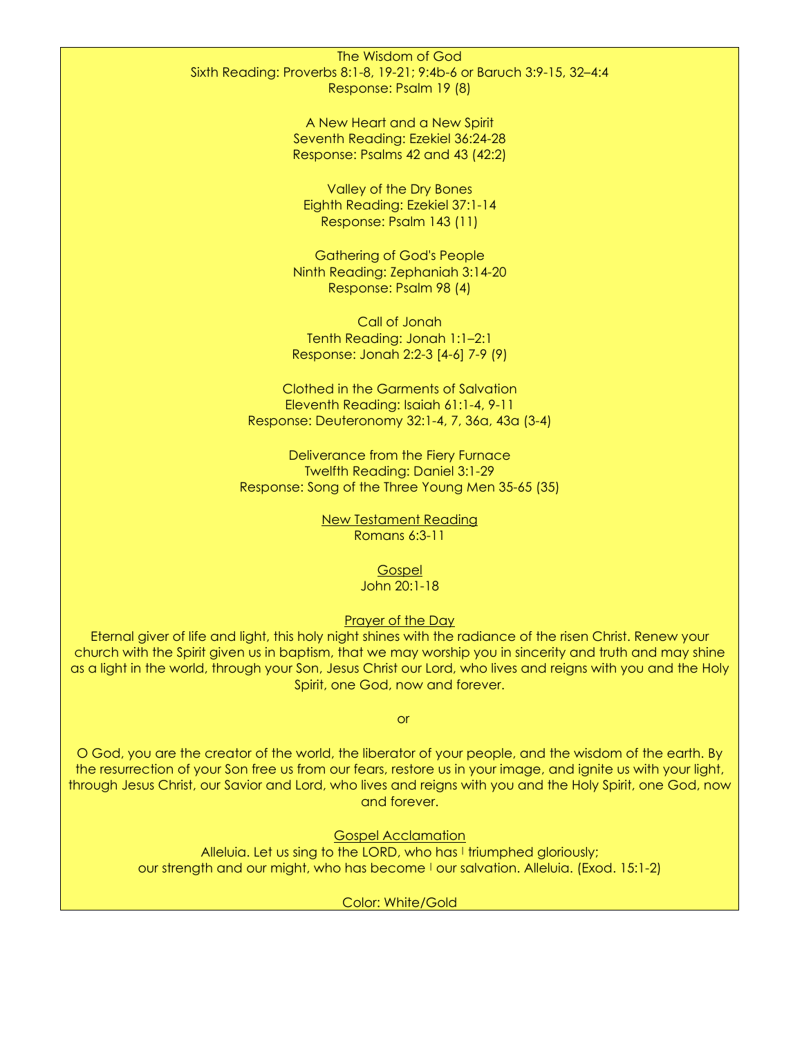The Wisdom of God
Sixth Reading: Proverbs 8:1-8, 19-21; 9:4b-6 or Baruch 3:9-15, 32–4:4
Response: Psalm 19 (8)

A New Heart and a New Spirit
Seventh Reading: Ezekiel 36:24-28
Response: Psalms 42 and 43 (42:2)

Valley of the Dry Bones
Eighth Reading: Ezekiel 37:1-14
Response: Psalm 143 (11)

Gathering of God's People
Ninth Reading: Zephaniah 3:14-20
Response: Psalm 98 (4)

Call of Jonah
Tenth Reading: Jonah 1:1–2:1
Response: Jonah 2:2-3 [4-6] 7-9 (9)

Clothed in the Garments of Salvation
Eleventh Reading: Isaiah 61:1-4, 9-11
Response: Deuteronomy 32:1-4, 7, 36a, 43a (3-4)

Deliverance from the Fiery Furnace
Twelfth Reading: Daniel 3:1-29
Response: Song of the Three Young Men 35-65 (35)

<u>New Testament Reading</u>
Romans 6:3-11

<u>Gospel</u>
John 20:1-18

<u>Prayer of the Day</u>
Eternal giver of life and light, this holy night shines with the radiance of the risen Christ. Renew your church with the Spirit given us in baptism, that we may worship you in sincerity and truth and may shine as a light in the world, through your Son, Jesus Christ our Lord, who lives and reigns with you and the Holy Spirit, one God, now and forever.

or

O God, you are the creator of the world, the liberator of your people, and the wisdom of the earth. By the resurrection of your Son free us from our fears, restore us in your image, and ignite us with your light, through Jesus Christ, our Savior and Lord, who lives and reigns with you and the Holy Spirit, one God, now and forever.

<u>Gospel Acclamation</u>
Alleluia. Let us sing to the LORD, who has | triumphed gloriously;
our strength and our might, who has become | our salvation. Alleluia. (Exod. 15:1-2)

Color: White/Gold